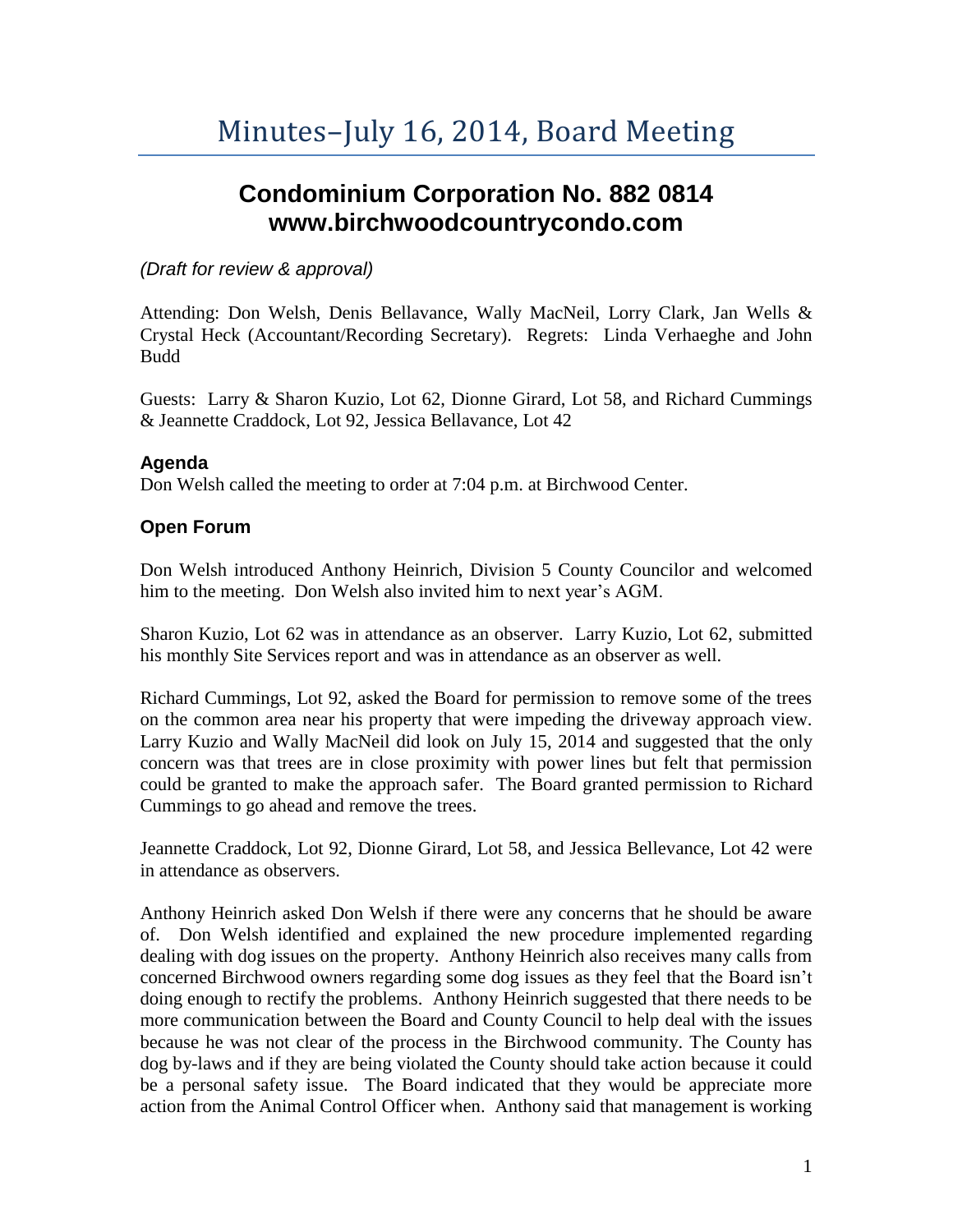# Minutes–July 16, 2014, Board Meeting

## Condominium Corporation No. 882 0814
## www.birchwoodcountrycondo.com

*(Draft for review & approval)*

Attending: Don Welsh, Denis Bellavance, Wally MacNeil, Lorry Clark, Jan Wells & Crystal Heck (Accountant/Recording Secretary). Regrets: Linda Verhaeghe and John Budd

Guests: Larry & Sharon Kuzio, Lot 62, Dionne Girard, Lot 58, and Richard Cummings & Jeannette Craddock, Lot 92, Jessica Bellavance, Lot 42

### Agenda

Don Welsh called the meeting to order at 7:04 p.m. at Birchwood Center.

### Open Forum

Don Welsh introduced Anthony Heinrich, Division 5 County Councilor and welcomed him to the meeting. Don Welsh also invited him to next year's AGM.

Sharon Kuzio, Lot 62 was in attendance as an observer. Larry Kuzio, Lot 62, submitted his monthly Site Services report and was in attendance as an observer as well.

Richard Cummings, Lot 92, asked the Board for permission to remove some of the trees on the common area near his property that were impeding the driveway approach view. Larry Kuzio and Wally MacNeil did look on July 15, 2014 and suggested that the only concern was that trees are in close proximity with power lines but felt that permission could be granted to make the approach safer. The Board granted permission to Richard Cummings to go ahead and remove the trees.

Jeannette Craddock, Lot 92, Dionne Girard, Lot 58, and Jessica Bellevance, Lot 42 were in attendance as observers.

Anthony Heinrich asked Don Welsh if there were any concerns that he should be aware of. Don Welsh identified and explained the new procedure implemented regarding dealing with dog issues on the property. Anthony Heinrich also receives many calls from concerned Birchwood owners regarding some dog issues as they feel that the Board isn't doing enough to rectify the problems. Anthony Heinrich suggested that there needs to be more communication between the Board and County Council to help deal with the issues because he was not clear of the process in the Birchwood community. The County has dog by-laws and if they are being violated the County should take action because it could be a personal safety issue. The Board indicated that they would be appreciate more action from the Animal Control Officer when. Anthony said that management is working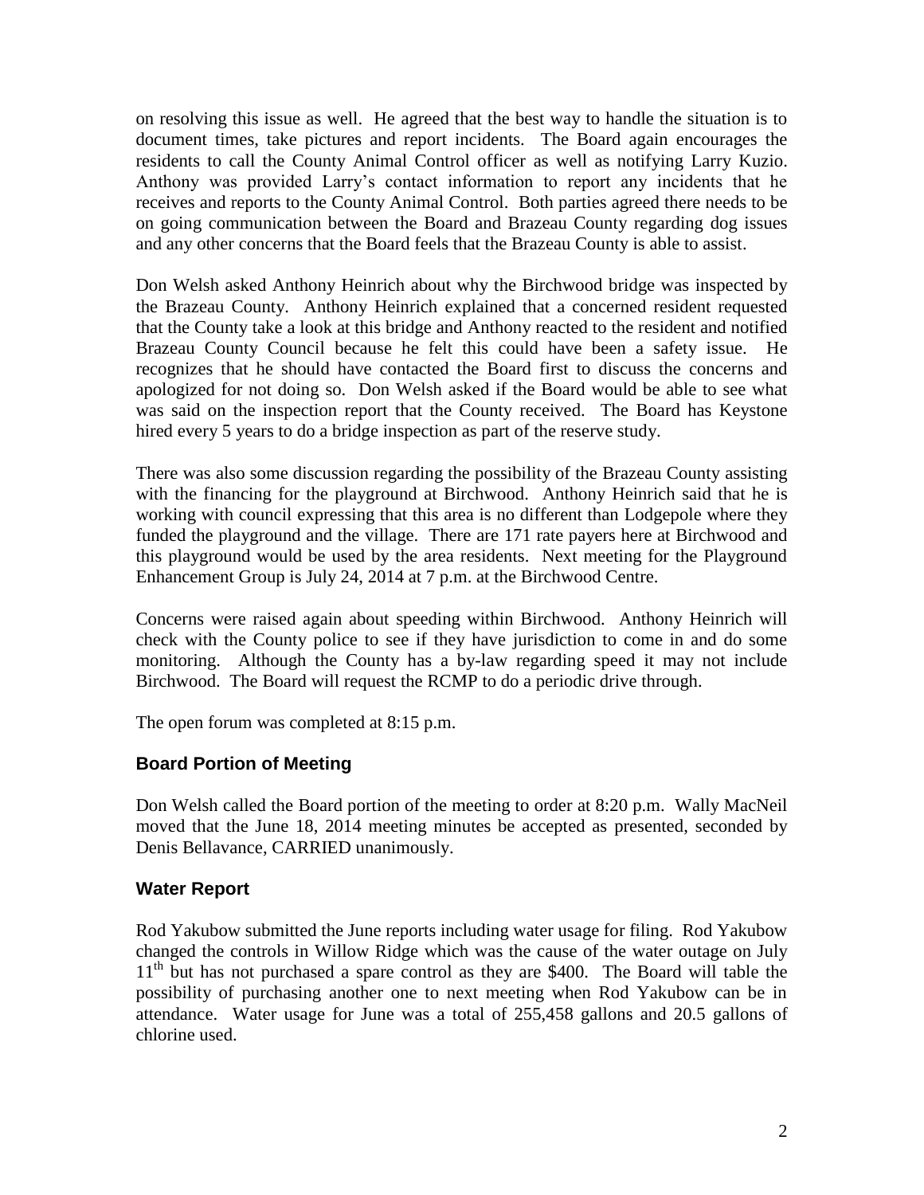on resolving this issue as well. He agreed that the best way to handle the situation is to document times, take pictures and report incidents. The Board again encourages the residents to call the County Animal Control officer as well as notifying Larry Kuzio. Anthony was provided Larry's contact information to report any incidents that he receives and reports to the County Animal Control. Both parties agreed there needs to be on going communication between the Board and Brazeau County regarding dog issues and any other concerns that the Board feels that the Brazeau County is able to assist.

Don Welsh asked Anthony Heinrich about why the Birchwood bridge was inspected by the Brazeau County. Anthony Heinrich explained that a concerned resident requested that the County take a look at this bridge and Anthony reacted to the resident and notified Brazeau County Council because he felt this could have been a safety issue. He recognizes that he should have contacted the Board first to discuss the concerns and apologized for not doing so. Don Welsh asked if the Board would be able to see what was said on the inspection report that the County received. The Board has Keystone hired every 5 years to do a bridge inspection as part of the reserve study.

There was also some discussion regarding the possibility of the Brazeau County assisting with the financing for the playground at Birchwood. Anthony Heinrich said that he is working with council expressing that this area is no different than Lodgepole where they funded the playground and the village. There are 171 rate payers here at Birchwood and this playground would be used by the area residents. Next meeting for the Playground Enhancement Group is July 24, 2014 at 7 p.m. at the Birchwood Centre.

Concerns were raised again about speeding within Birchwood. Anthony Heinrich will check with the County police to see if they have jurisdiction to come in and do some monitoring. Although the County has a by-law regarding speed it may not include Birchwood. The Board will request the RCMP to do a periodic drive through.

The open forum was completed at 8:15 p.m.

## Board Portion of Meeting

Don Welsh called the Board portion of the meeting to order at 8:20 p.m. Wally MacNeil moved that the June 18, 2014 meeting minutes be accepted as presented, seconded by Denis Bellavance, CARRIED unanimously.

## Water Report

Rod Yakubow submitted the June reports including water usage for filing. Rod Yakubow changed the controls in Willow Ridge which was the cause of the water outage on July 11th but has not purchased a spare control as they are $400. The Board will table the possibility of purchasing another one to next meeting when Rod Yakubow can be in attendance. Water usage for June was a total of 255,458 gallons and 20.5 gallons of chlorine used.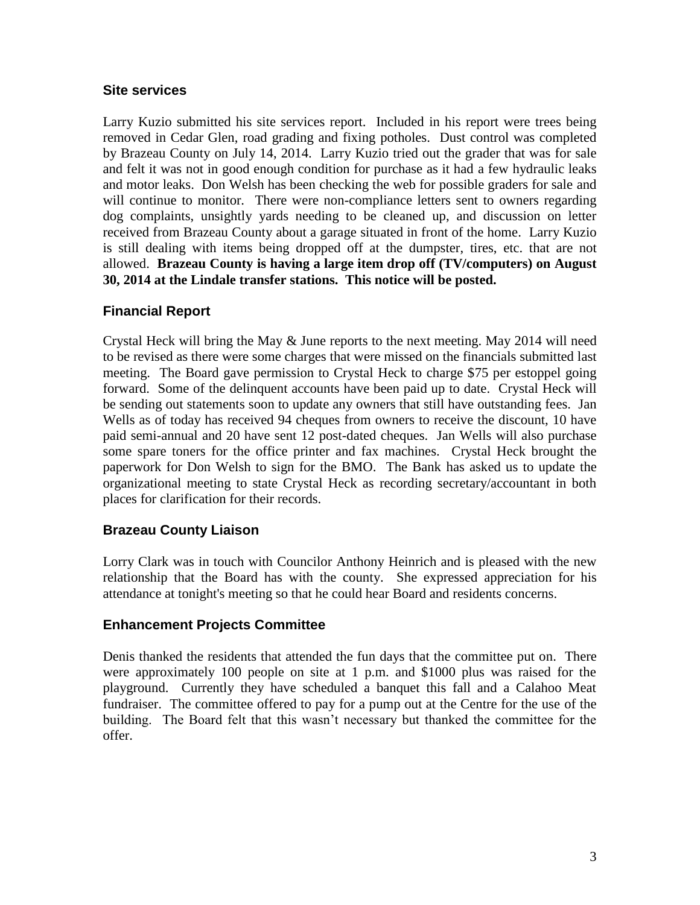## Site services

Larry Kuzio submitted his site services report. Included in his report were trees being removed in Cedar Glen, road grading and fixing potholes. Dust control was completed by Brazeau County on July 14, 2014. Larry Kuzio tried out the grader that was for sale and felt it was not in good enough condition for purchase as it had a few hydraulic leaks and motor leaks. Don Welsh has been checking the web for possible graders for sale and will continue to monitor. There were non-compliance letters sent to owners regarding dog complaints, unsightly yards needing to be cleaned up, and discussion on letter received from Brazeau County about a garage situated in front of the home. Larry Kuzio is still dealing with items being dropped off at the dumpster, tires, etc. that are not allowed. **Brazeau County is having a large item drop off (TV/computers) on August 30, 2014 at the Lindale transfer stations. This notice will be posted.**

## Financial Report

Crystal Heck will bring the May & June reports to the next meeting. May 2014 will need to be revised as there were some charges that were missed on the financials submitted last meeting. The Board gave permission to Crystal Heck to charge $75 per estoppel going forward. Some of the delinquent accounts have been paid up to date. Crystal Heck will be sending out statements soon to update any owners that still have outstanding fees. Jan Wells as of today has received 94 cheques from owners to receive the discount, 10 have paid semi-annual and 20 have sent 12 post-dated cheques. Jan Wells will also purchase some spare toners for the office printer and fax machines. Crystal Heck brought the paperwork for Don Welsh to sign for the BMO. The Bank has asked us to update the organizational meeting to state Crystal Heck as recording secretary/accountant in both places for clarification for their records.

## Brazeau County Liaison

Lorry Clark was in touch with Councilor Anthony Heinrich and is pleased with the new relationship that the Board has with the county. She expressed appreciation for his attendance at tonight's meeting so that he could hear Board and residents concerns.

## Enhancement Projects Committee

Denis thanked the residents that attended the fun days that the committee put on. There were approximately 100 people on site at 1 p.m. and $1000 plus was raised for the playground. Currently they have scheduled a banquet this fall and a Calahoo Meat fundraiser. The committee offered to pay for a pump out at the Centre for the use of the building. The Board felt that this wasn't necessary but thanked the committee for the offer.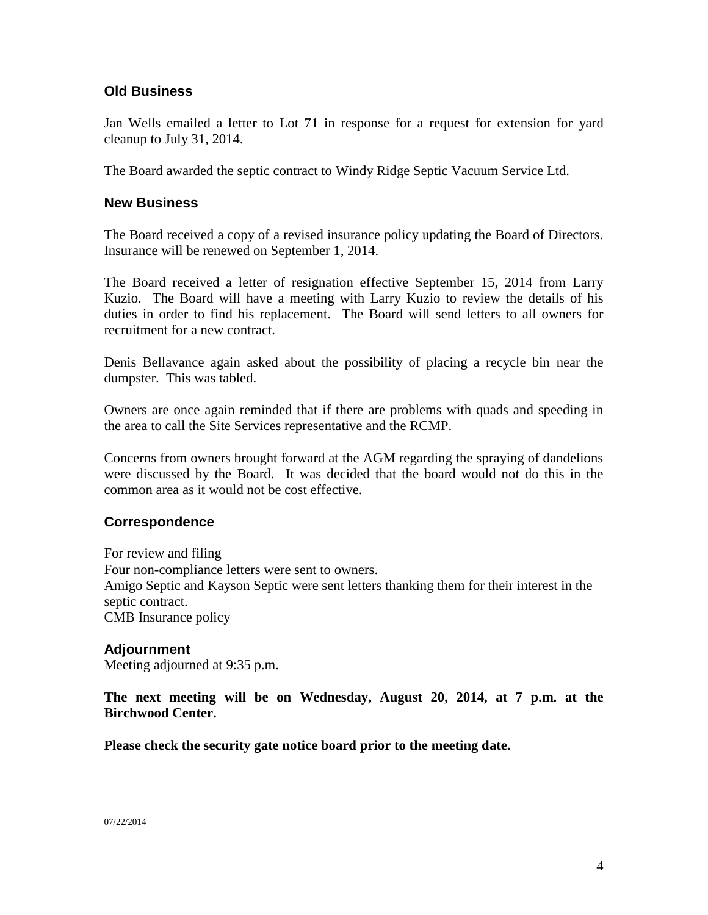## Old Business

Jan Wells emailed a letter to Lot 71 in response for a request for extension for yard cleanup to July 31, 2014.

The Board awarded the septic contract to Windy Ridge Septic Vacuum Service Ltd.

## New Business

The Board received a copy of a revised insurance policy updating the Board of Directors. Insurance will be renewed on September 1, 2014.

The Board received a letter of resignation effective September 15, 2014 from Larry Kuzio. The Board will have a meeting with Larry Kuzio to review the details of his duties in order to find his replacement. The Board will send letters to all owners for recruitment for a new contract.

Denis Bellavance again asked about the possibility of placing a recycle bin near the dumpster. This was tabled.

Owners are once again reminded that if there are problems with quads and speeding in the area to call the Site Services representative and the RCMP.

Concerns from owners brought forward at the AGM regarding the spraying of dandelions were discussed by the Board. It was decided that the board would not do this in the common area as it would not be cost effective.

## Correspondence

For review and filing
Four non-compliance letters were sent to owners.
Amigo Septic and Kayson Septic were sent letters thanking them for their interest in the septic contract.
CMB Insurance policy

## Adjournment

Meeting adjourned at 9:35 p.m.

**The next meeting will be on Wednesday, August 20, 2014, at 7 p.m. at the Birchwood Center.**

**Please check the security gate notice board prior to the meeting date.**

07/22/2014